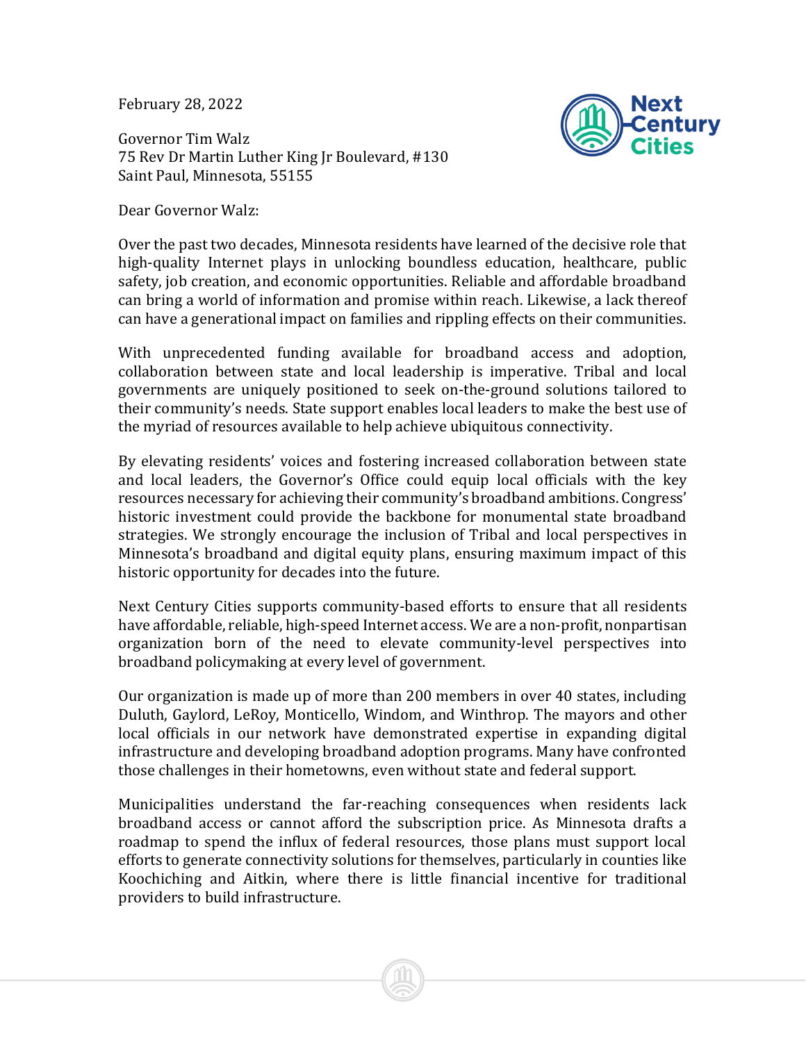February 28, 2022

Governor Tim Walz
75 Rev Dr Martin Luther King Jr Boulevard, #130
Saint Paul, Minnesota, 55155

Dear Governor Walz:

Over the past two decades, Minnesota residents have learned of the decisive role that high-quality Internet plays in unlocking boundless education, healthcare, public safety, job creation, and economic opportunities. Reliable and affordable broadband can bring a world of information and promise within reach. Likewise, a lack thereof can have a generational impact on families and rippling effects on their communities.

With unprecedented funding available for broadband access and adoption, collaboration between state and local leadership is imperative. Tribal and local governments are uniquely positioned to seek on-the-ground solutions tailored to their community's needs. State support enables local leaders to make the best use of the myriad of resources available to help achieve ubiquitous connectivity.

By elevating residents' voices and fostering increased collaboration between state and local leaders, the Governor's Office could equip local officials with the key resources necessary for achieving their community's broadband ambitions. Congress' historic investment could provide the backbone for monumental state broadband strategies. We strongly encourage the inclusion of Tribal and local perspectives in Minnesota's broadband and digital equity plans, ensuring maximum impact of this historic opportunity for decades into the future.

Next Century Cities supports community-based efforts to ensure that all residents have affordable, reliable, high-speed Internet access. We are a non-profit, nonpartisan organization born of the need to elevate community-level perspectives into broadband policymaking at every level of government.

Our organization is made up of more than 200 members in over 40 states, including Duluth, Gaylord, LeRoy, Monticello, Windom, and Winthrop. The mayors and other local officials in our network have demonstrated expertise in expanding digital infrastructure and developing broadband adoption programs. Many have confronted those challenges in their hometowns, even without state and federal support.

Municipalities understand the far-reaching consequences when residents lack broadband access or cannot afford the subscription price. As Minnesota drafts a roadmap to spend the influx of federal resources, those plans must support local efforts to generate connectivity solutions for themselves, particularly in counties like Koochiching and Aitkin, where there is little financial incentive for traditional providers to build infrastructure.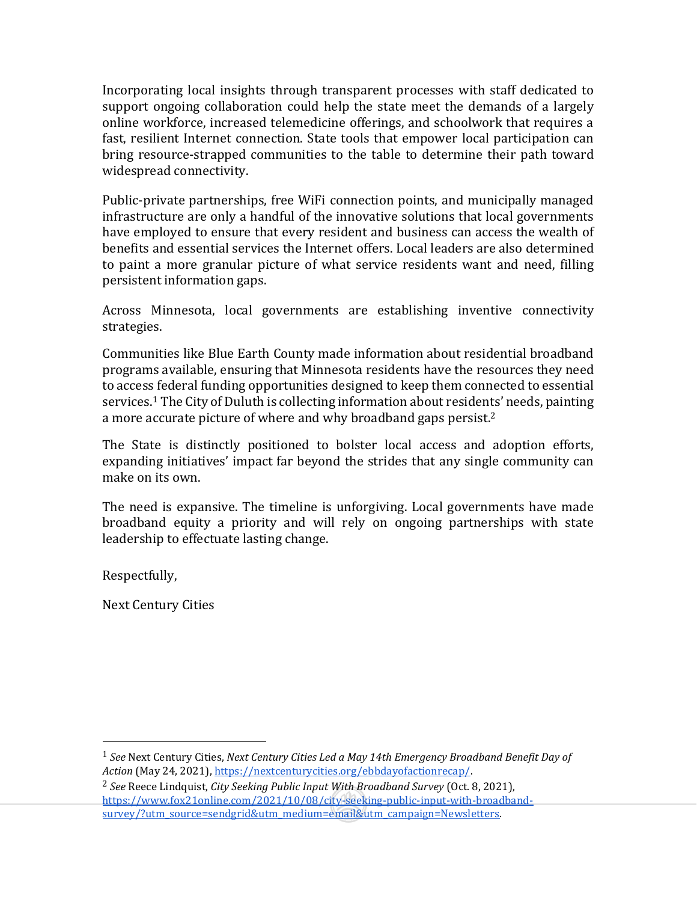Incorporating local insights through transparent processes with staff dedicated to support ongoing collaboration could help the state meet the demands of a largely online workforce, increased telemedicine offerings, and schoolwork that requires a fast, resilient Internet connection. State tools that empower local participation can bring resource-strapped communities to the table to determine their path toward widespread connectivity.

Public-private partnerships, free WiFi connection points, and municipally managed infrastructure are only a handful of the innovative solutions that local governments have employed to ensure that every resident and business can access the wealth of benefits and essential services the Internet offers. Local leaders are also determined to paint a more granular picture of what service residents want and need, filling persistent information gaps.

Across Minnesota, local governments are establishing inventive connectivity strategies.

Communities like Blue Earth County made information about residential broadband programs available, ensuring that Minnesota residents have the resources they need to access federal funding opportunities designed to keep them connected to essential services.[1] The City of Duluth is collecting information about residents' needs, painting a more accurate picture of where and why broadband gaps persist.[2]

The State is distinctly positioned to bolster local access and adoption efforts, expanding initiatives' impact far beyond the strides that any single community can make on its own.

The need is expansive. The timeline is unforgiving. Local governments have made broadband equity a priority and will rely on ongoing partnerships with state leadership to effectuate lasting change.

Respectfully,

Next Century Cities

---

[1] *See* Next Century Cities, *Next Century Cities Led a May 14th Emergency Broadband Benefit Day of Action* (May 24, 2021), https://nextcenturycities.org/ebbdayofactionrecap/.

[2] *See* Reece Lindquist, *City Seeking Public Input With Broadband Survey* (Oct. 8, 2021), https://www.fox21online.com/2021/10/08/city-seeking-public-input-with-broadband-survey/?utm_source=sendgrid&utm_medium=email&utm_campaign=Newsletters.